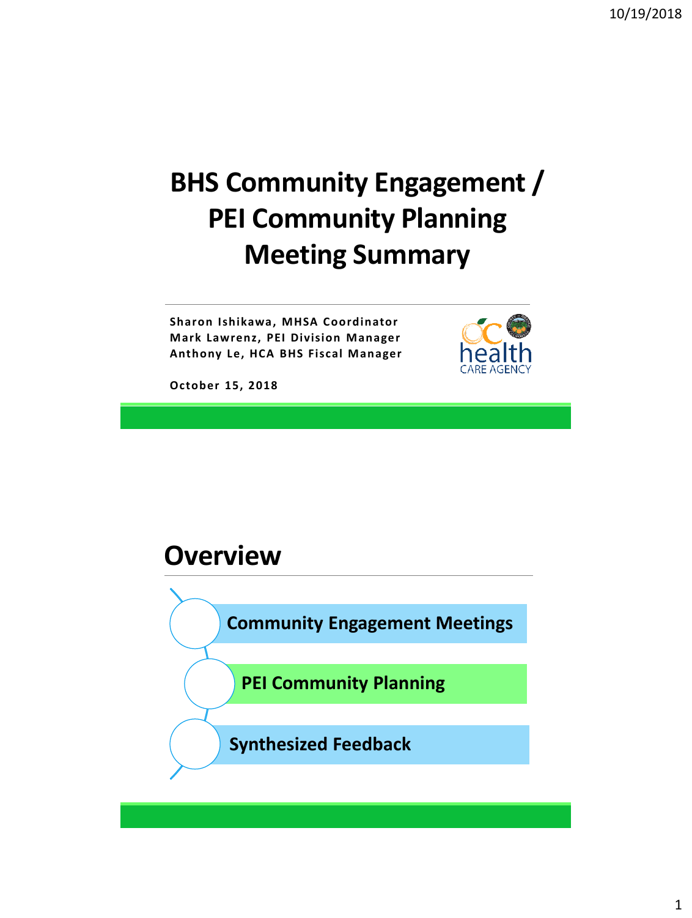# BHS Community Engagement / PEI Community Planning Meeting Summary

**Sharon Ishikawa, MHSA Coordinator**
**Mark Lawrenz, PEI Division Manager**
**Anthony Le, HCA BHS Fiscal Manager**

**October 15, 2018**

## Overview

- **Community Engagement Meetings**
- **PEI Community Planning**
- **Synthesized Feedback**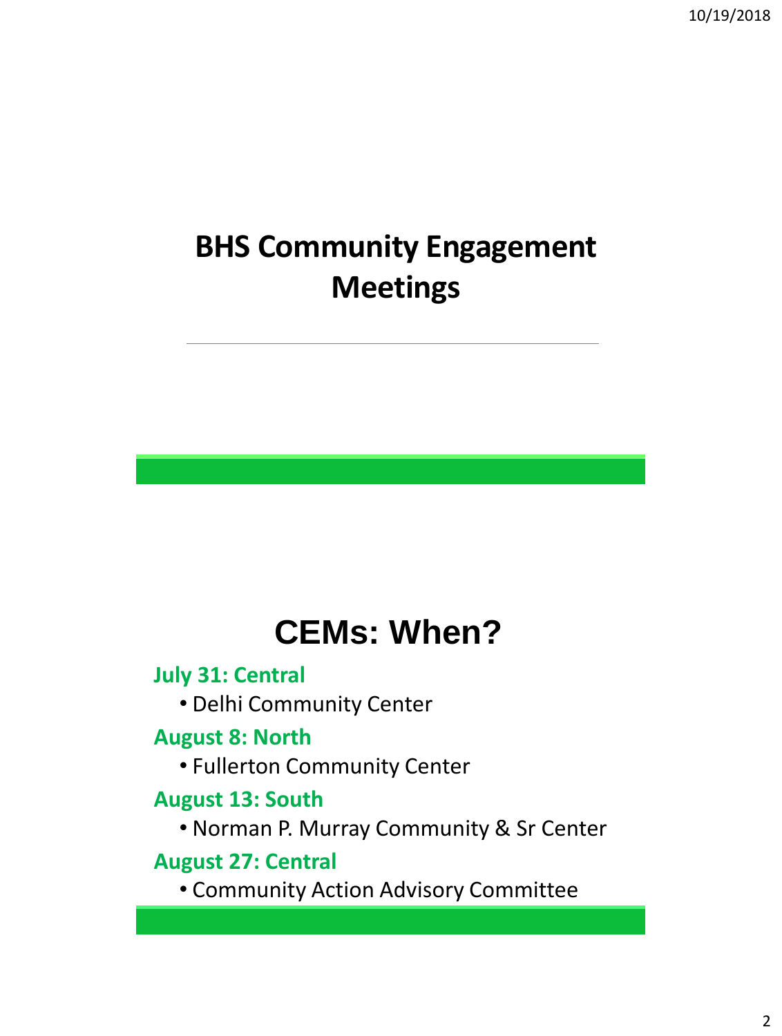# BHS Community Engagement Meetings

## CEMs: When?

**July 31: Central**

- Delhi Community Center

**August 8: North**

- Fullerton Community Center

**August 13: South**

- Norman P. Murray Community & Sr Center

**August 27: Central**

- Community Action Advisory Committee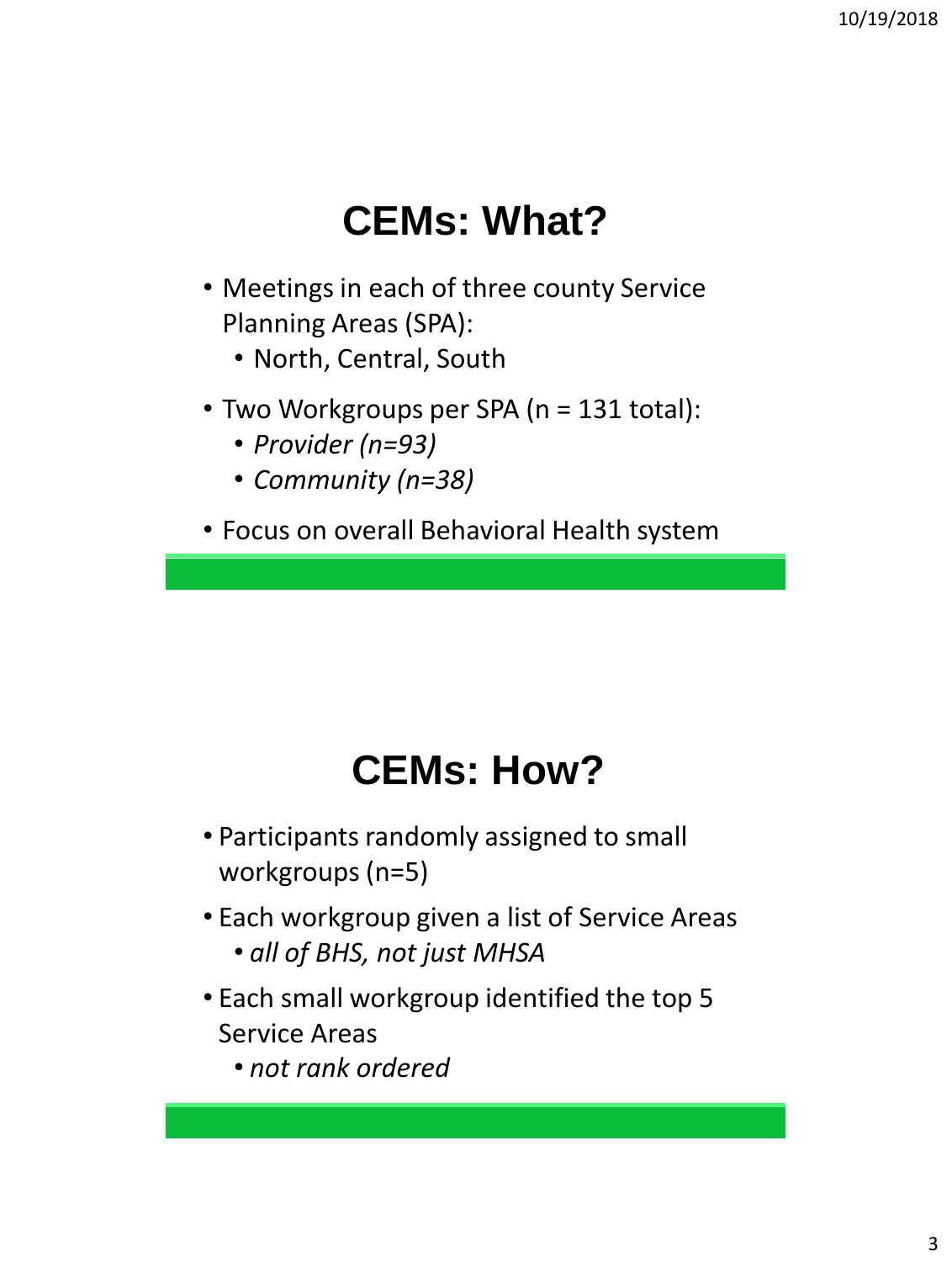# CEMs: What?

- Meetings in each of three county Service Planning Areas (SPA):
  - North, Central, South
- Two Workgroups per SPA (n = 131 total):
  - *Provider (n=93)*
  - *Community (n=38)*
- Focus on overall Behavioral Health system

# CEMs: How?

- Participants randomly assigned to small workgroups (n=5)
- Each workgroup given a list of Service Areas
  - *all of BHS, not just MHSA*
- Each small workgroup identified the top 5 Service Areas
  - *not rank ordered*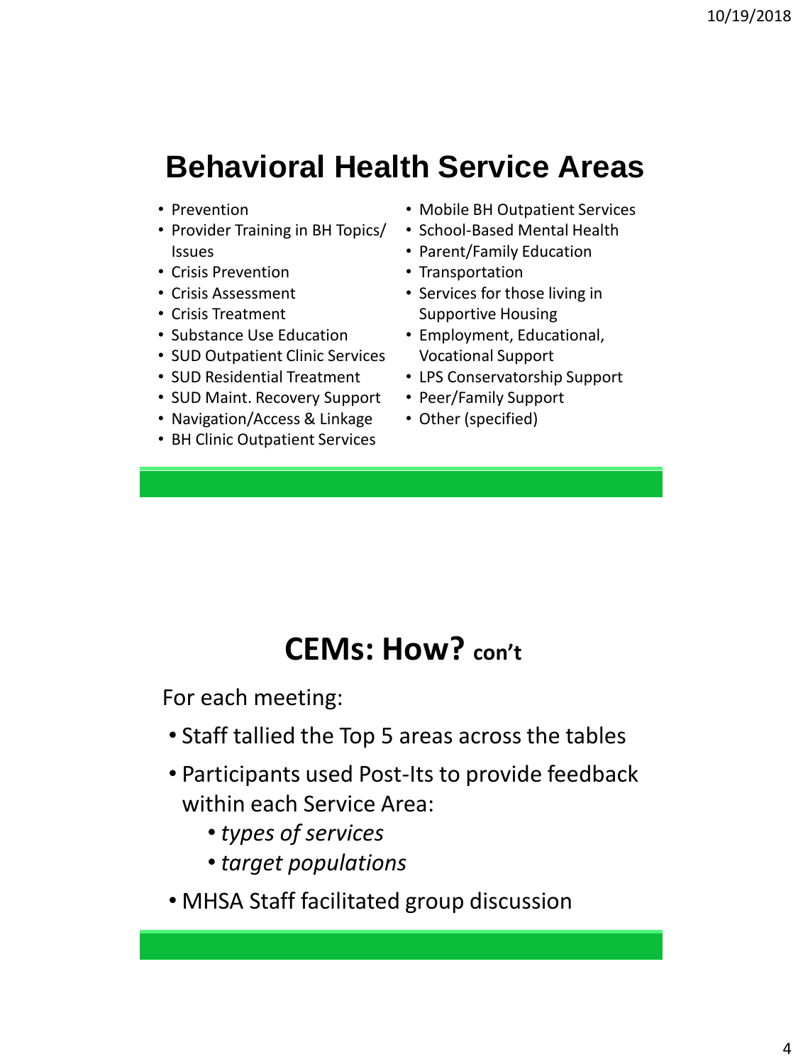## Behavioral Health Service Areas

- Prevention
- Provider Training in BH Topics/ Issues
- Crisis Prevention
- Crisis Assessment
- Crisis Treatment
- Substance Use Education
- SUD Outpatient Clinic Services
- SUD Residential Treatment
- SUD Maint. Recovery Support
- Navigation/Access & Linkage
- BH Clinic Outpatient Services
- Mobile BH Outpatient Services
- School-Based Mental Health
- Parent/Family Education
- Transportation
- Services for those living in Supportive Housing
- Employment, Educational, Vocational Support
- LPS Conservatorship Support
- Peer/Family Support
- Other (specified)

## CEMs: How? con't

For each meeting:

- Staff tallied the Top 5 areas across the tables
- Participants used Post-Its to provide feedback within each Service Area:
  - *types of services*
  - *target populations*
- MHSA Staff facilitated group discussion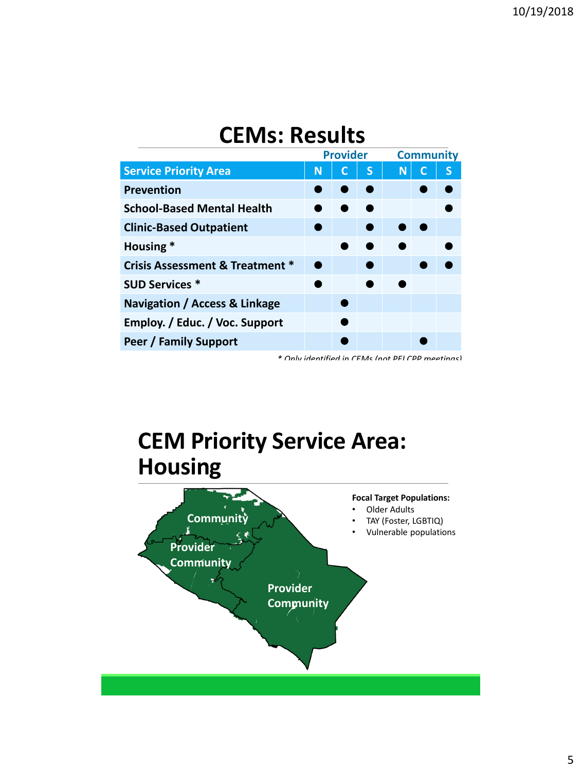# CEMs: Results

| Service Priority Area | Provider N | Provider C | Provider S | Community N | Community C | Community S |
|---|---|---|---|---|---|---|
| Prevention | ● | ● | ● | | ● | ● |
| School-Based Mental Health | ● | ● | ● | | | ● |
| Clinic-Based Outpatient | ● | | ● | ● | ● | |
| Housing * | | ● | ● | ● | | ● |
| Crisis Assessment & Treatment * | ● | | ● | | ● | ● |
| SUD Services * | ● | | ● | ● | | |
| Navigation / Access & Linkage | | ● | | | | |
| Employ. / Educ. / Voc. Support | | ● | | | | |
| Peer / Family Support | | ● | | | ● | |

*\* Only identified in CEMs (not PEI CPP meetings)*

# CEM Priority Service Area: Housing

Community

Provider
Community

Provider
Community

**Focal Target Populations:**

- Older Adults
- TAY (Foster, LGBTIQ)
- Vulnerable populations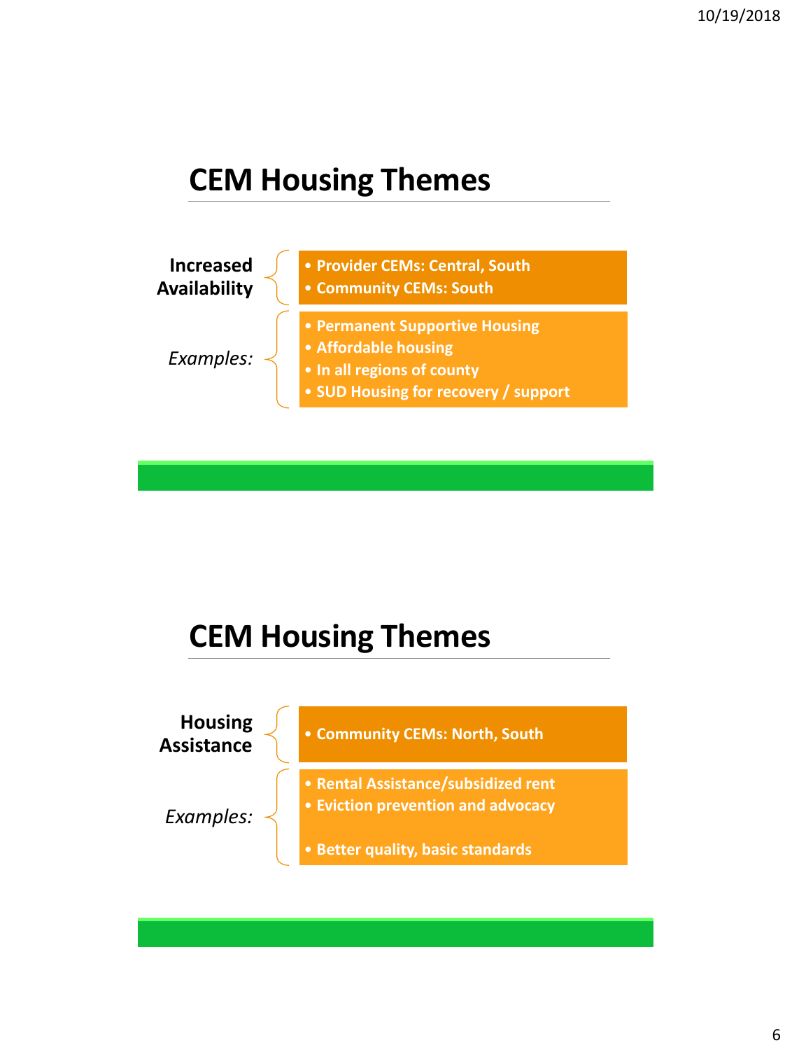## CEM Housing Themes

**Increased Availability**

- Provider CEMs: Central, South
- Community CEMs: South

*Examples:*

- Permanent Supportive Housing
- Affordable housing
- In all regions of county
- SUD Housing for recovery / support

## CEM Housing Themes

**Housing Assistance**

- Community CEMs: North, South

*Examples:*

- Rental Assistance/subsidized rent
- Eviction prevention and advocacy
- Better quality, basic standards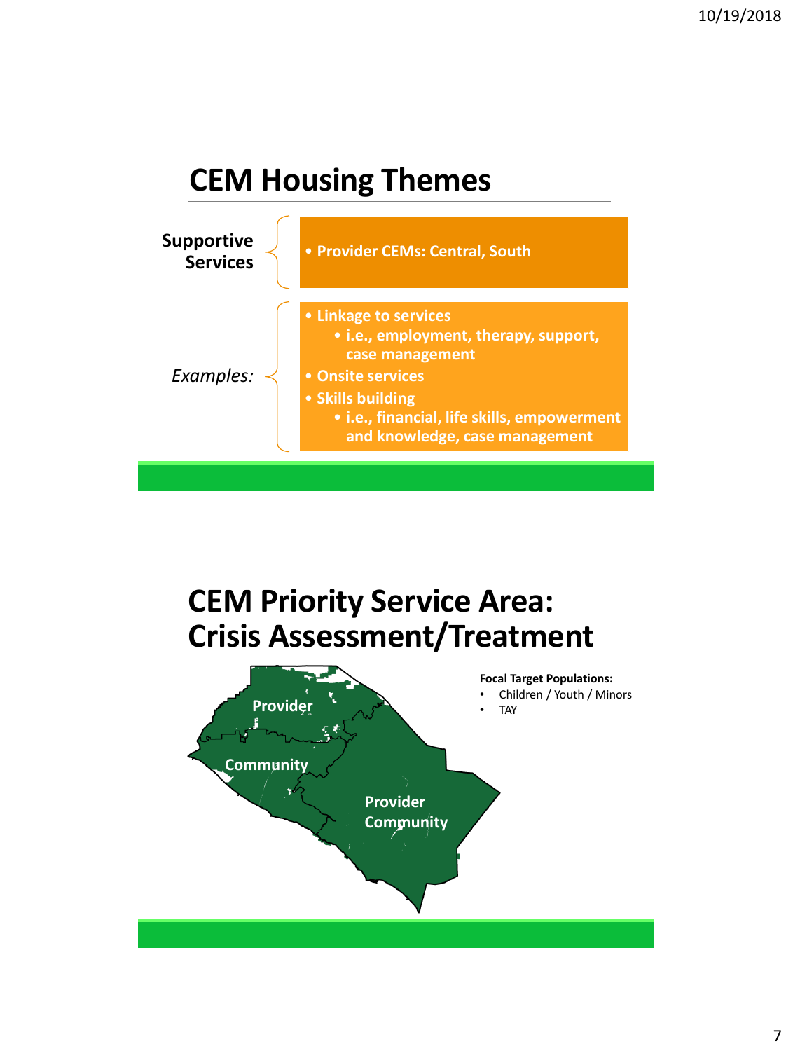## CEM Housing Themes

**Supportive Services**

- **Provider CEMs: Central, South**

*Examples:*

- **Linkage to services**
  - **i.e., employment, therapy, support, case management**
- **Onsite services**
- **Skills building**
  - **i.e., financial, life skills, empowerment and knowledge, case management**

## CEM Priority Service Area: Crisis Assessment/Treatment

Provider

Community

Provider
Community

**Focal Target Populations:**

- Children / Youth / Minors
- TAY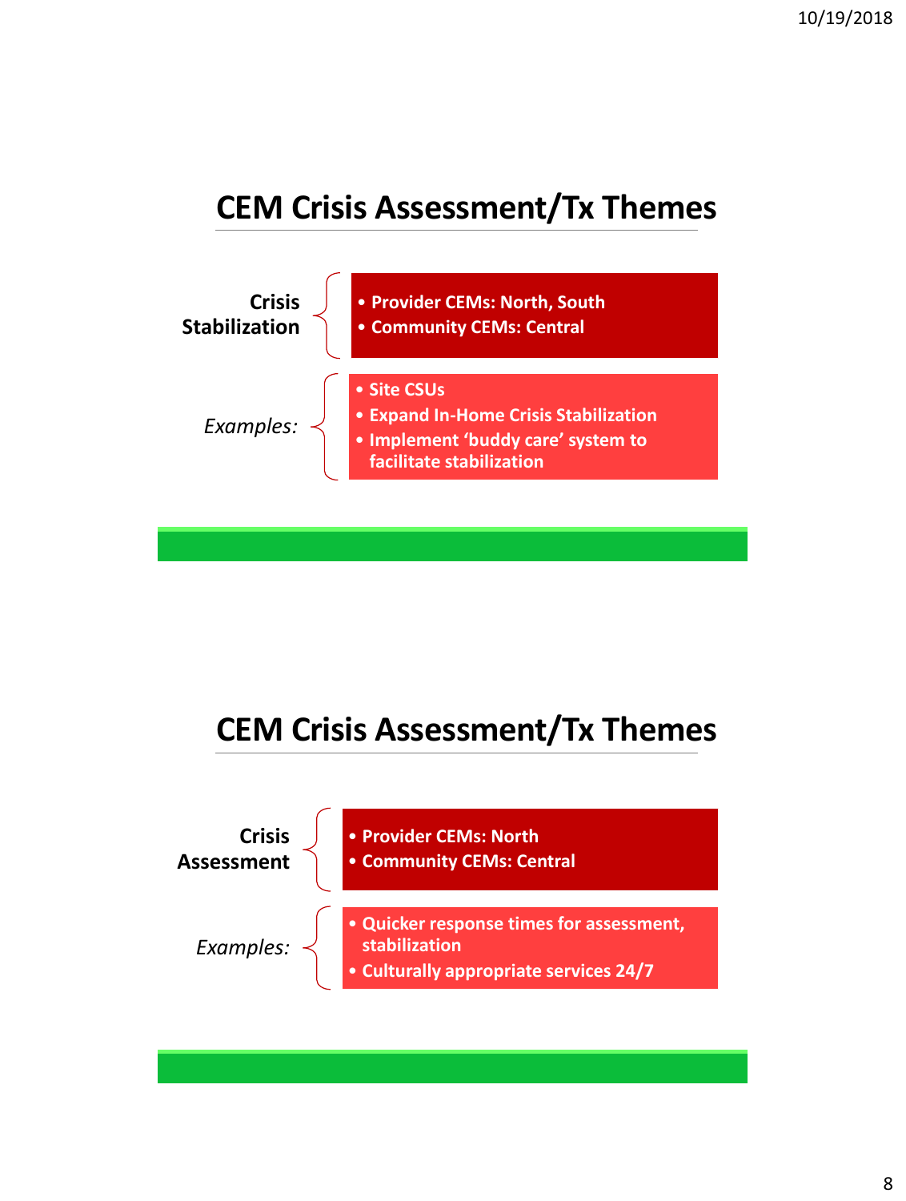## CEM Crisis Assessment/Tx Themes

**Crisis Stabilization**

- **Provider CEMs: North, South**
- **Community CEMs: Central**

*Examples:*

- **Site CSUs**
- **Expand In-Home Crisis Stabilization**
- **Implement 'buddy care' system to facilitate stabilization**

## CEM Crisis Assessment/Tx Themes

**Crisis Assessment**

- **Provider CEMs: North**
- **Community CEMs: Central**

*Examples:*

- **Quicker response times for assessment, stabilization**
- **Culturally appropriate services 24/7**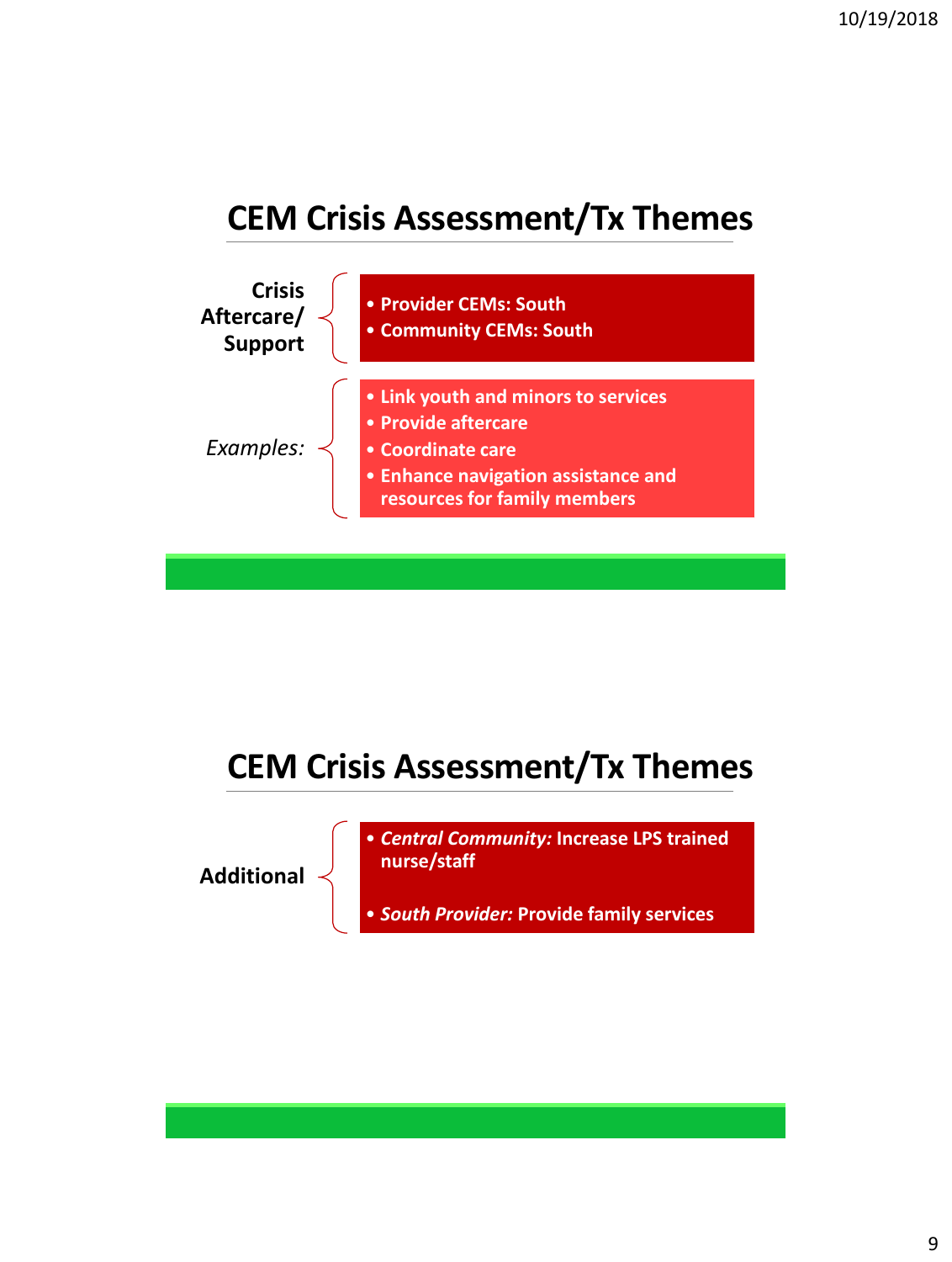## CEM Crisis Assessment/Tx Themes

**Crisis Aftercare/ Support**

- **Provider CEMs: South**
- **Community CEMs: South**

*Examples:*

- **Link youth and minors to services**
- **Provide aftercare**
- **Coordinate care**
- **Enhance navigation assistance and resources for family members**

## CEM Crisis Assessment/Tx Themes

**Additional**

- ***Central Community:* Increase LPS trained nurse/staff**
- ***South Provider:* Provide family services**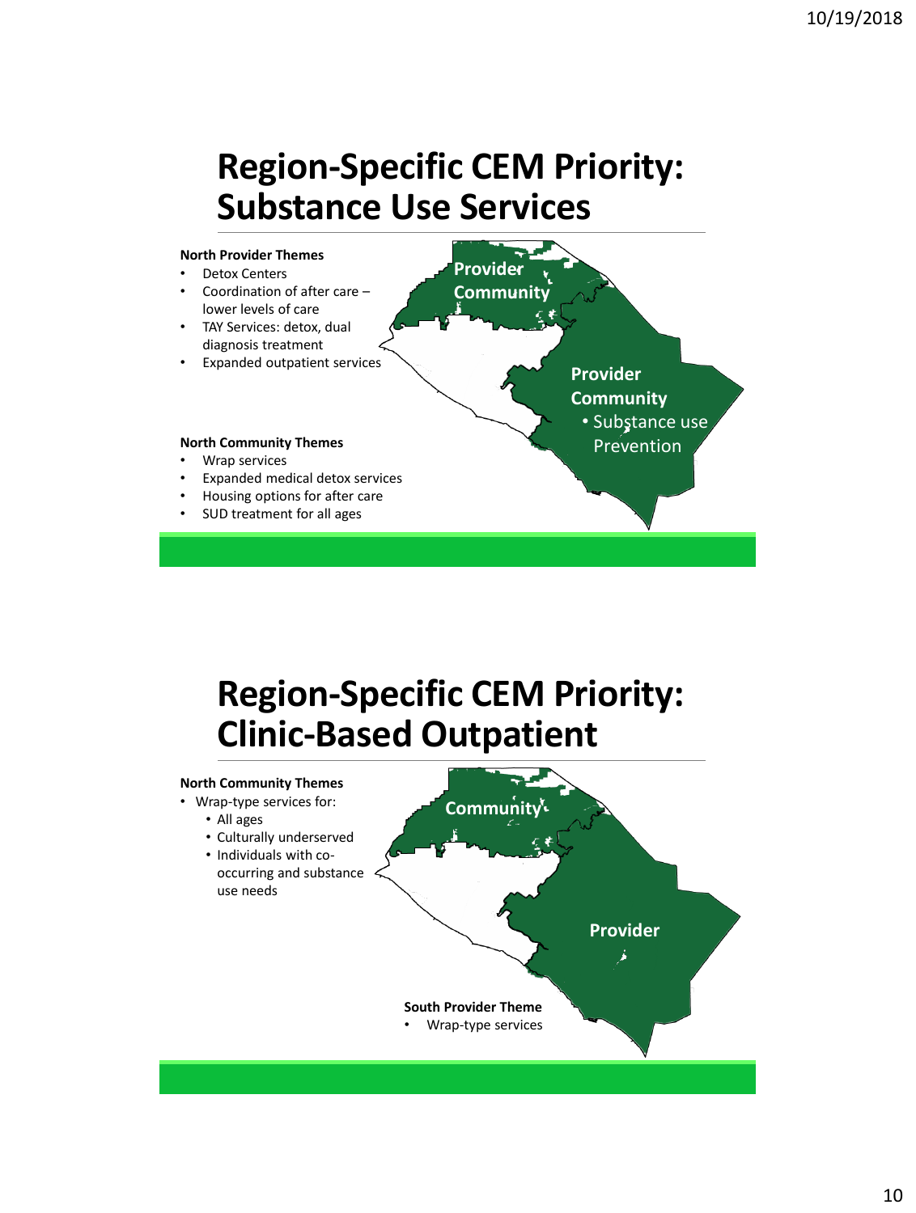# Region-Specific CEM Priority: Substance Use Services

**North Provider Themes**

- Detox Centers
- Coordination of after care – lower levels of care
- TAY Services: detox, dual diagnosis treatment
- Expanded outpatient services

**North Community Themes**

- Wrap services
- Expanded medical detox services
- Housing options for after care
- SUD treatment for all ages

Provider
Community

Provider
Community
- Substance use Prevention

# Region-Specific CEM Priority: Clinic-Based Outpatient

**North Community Themes**

- Wrap-type services for:
  - All ages
  - Culturally underserved
  - Individuals with co-occurring and substance use needs

Community

Provider

**South Provider Theme**

- Wrap-type services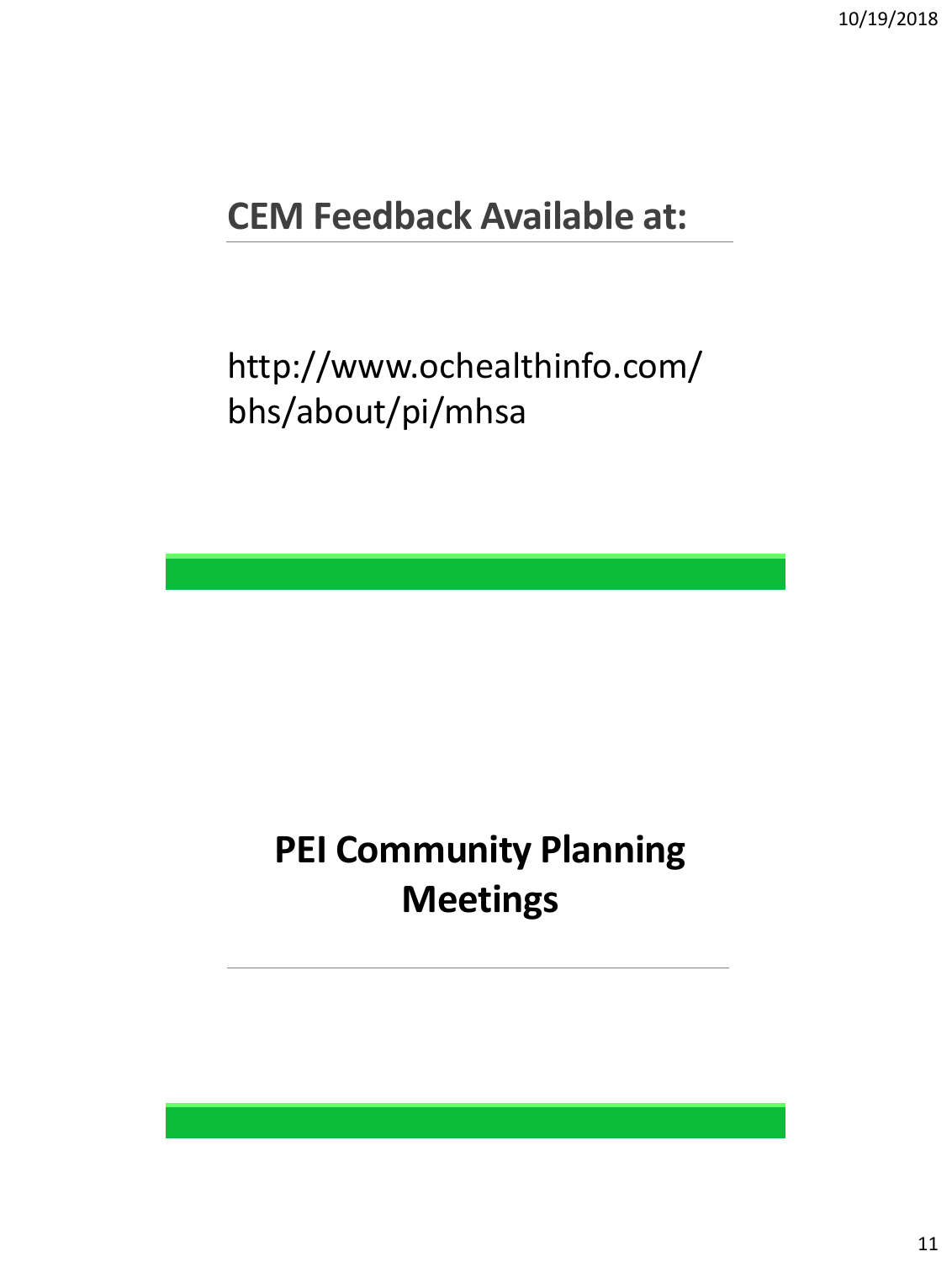## CEM Feedback Available at:

http://www.ochealthinfo.com/bhs/about/pi/mhsa

## PEI Community Planning Meetings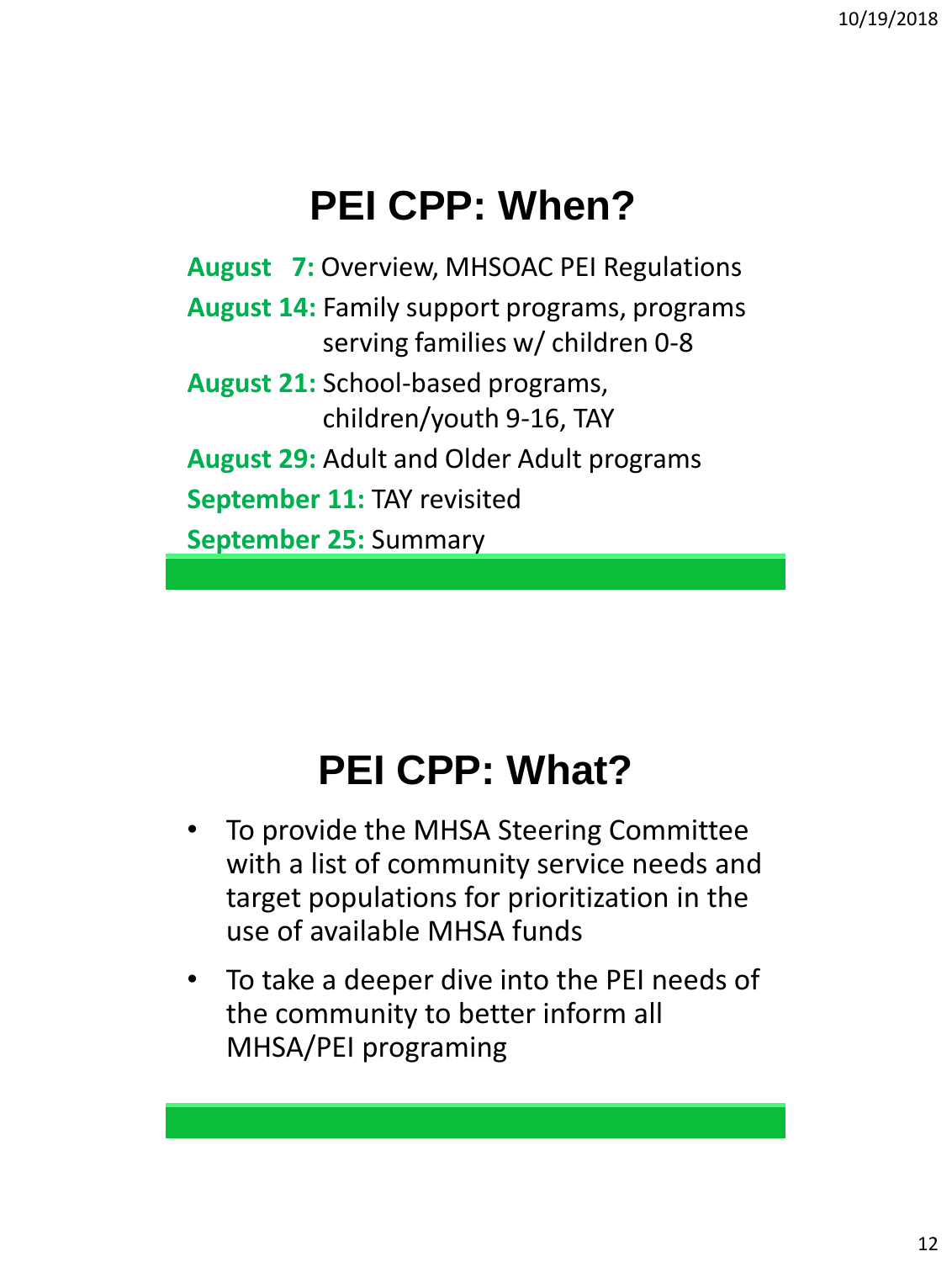# PEI CPP: When?

**August 7:** Overview, MHSOAC PEI Regulations

**August 14:** Family support programs, programs serving families w/ children 0-8

**August 21:** School-based programs, children/youth 9-16, TAY

**August 29:** Adult and Older Adult programs

**September 11:** TAY revisited

**September 25:** Summary

# PEI CPP: What?

- To provide the MHSA Steering Committee with a list of community service needs and target populations for prioritization in the use of available MHSA funds
- To take a deeper dive into the PEI needs of the community to better inform all MHSA/PEI programing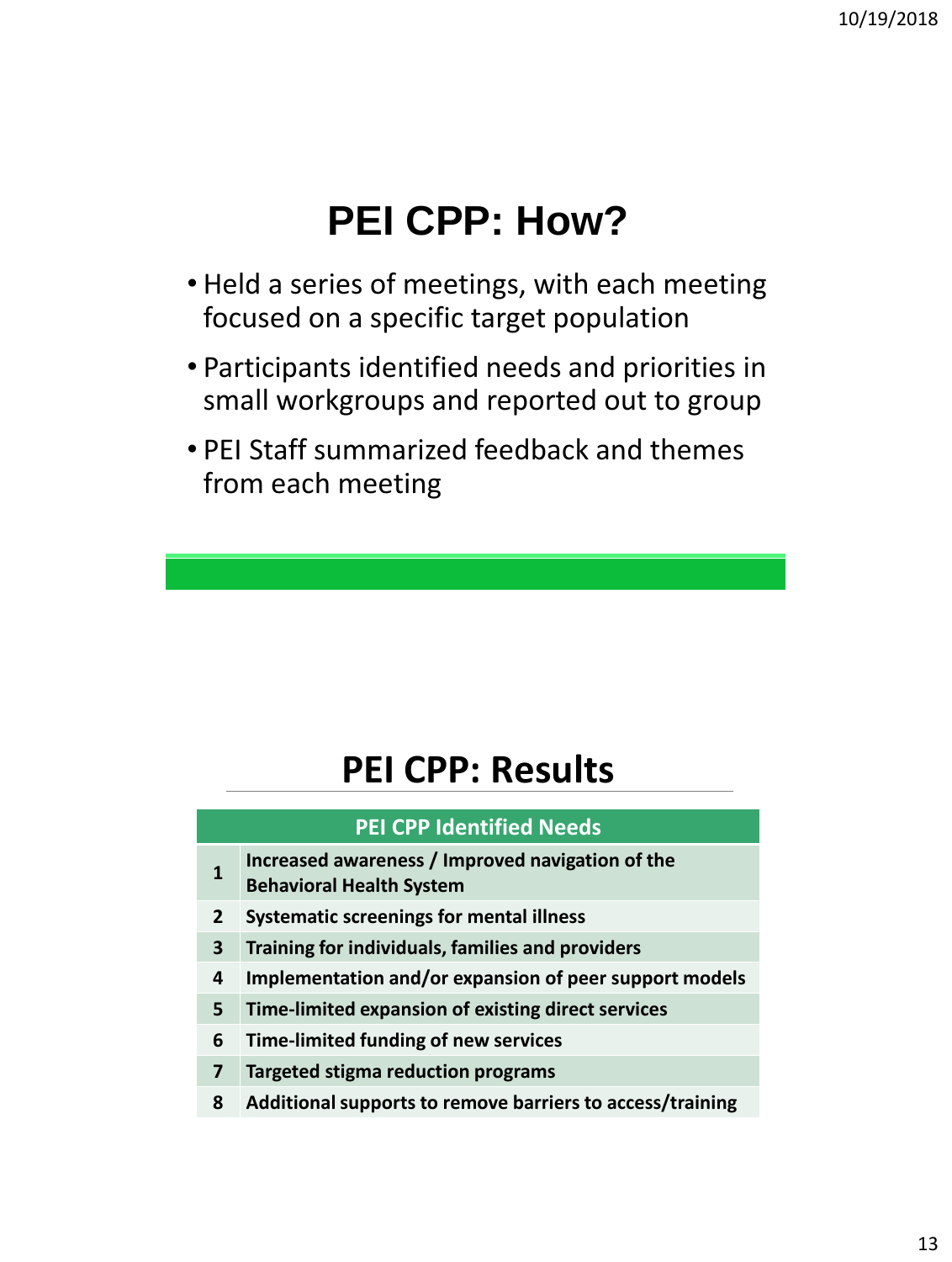# PEI CPP: How?

- Held a series of meetings, with each meeting focused on a specific target population
- Participants identified needs and priorities in small workgroups and reported out to group
- PEI Staff summarized feedback and themes from each meeting

# PEI CPP: Results

| | PEI CPP Identified Needs |
|---|---|
| **1** | **Increased awareness / Improved navigation of the Behavioral Health System** |
| **2** | **Systematic screenings for mental illness** |
| **3** | **Training for individuals, families and providers** |
| **4** | **Implementation and/or expansion of peer support models** |
| **5** | **Time-limited expansion of existing direct services** |
| **6** | **Time-limited funding of new services** |
| **7** | **Targeted stigma reduction programs** |
| **8** | **Additional supports to remove barriers to access/training** |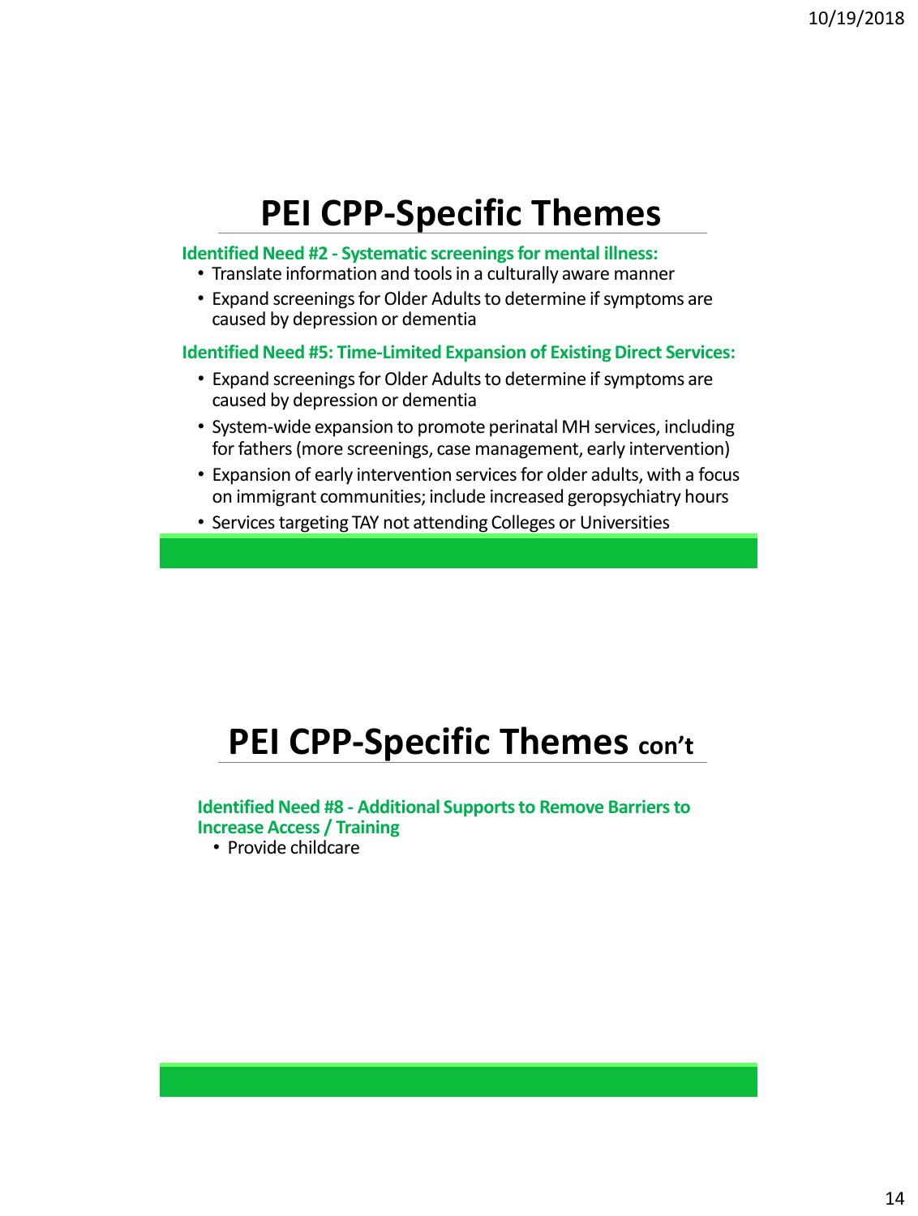# PEI CPP-Specific Themes

**Identified Need #2 - Systematic screenings for mental illness:**

- Translate information and tools in a culturally aware manner
- Expand screenings for Older Adults to determine if symptoms are caused by depression or dementia

**Identified Need #5: Time-Limited Expansion of Existing Direct Services:**

- Expand screenings for Older Adults to determine if symptoms are caused by depression or dementia
- System-wide expansion to promote perinatal MH services, including for fathers (more screenings, case management, early intervention)
- Expansion of early intervention services for older adults, with a focus on immigrant communities; include increased geropsychiatry hours
- Services targeting TAY not attending Colleges or Universities

# PEI CPP-Specific Themes con't

**Identified Need #8 - Additional Supports to Remove Barriers to Increase Access / Training**

- Provide childcare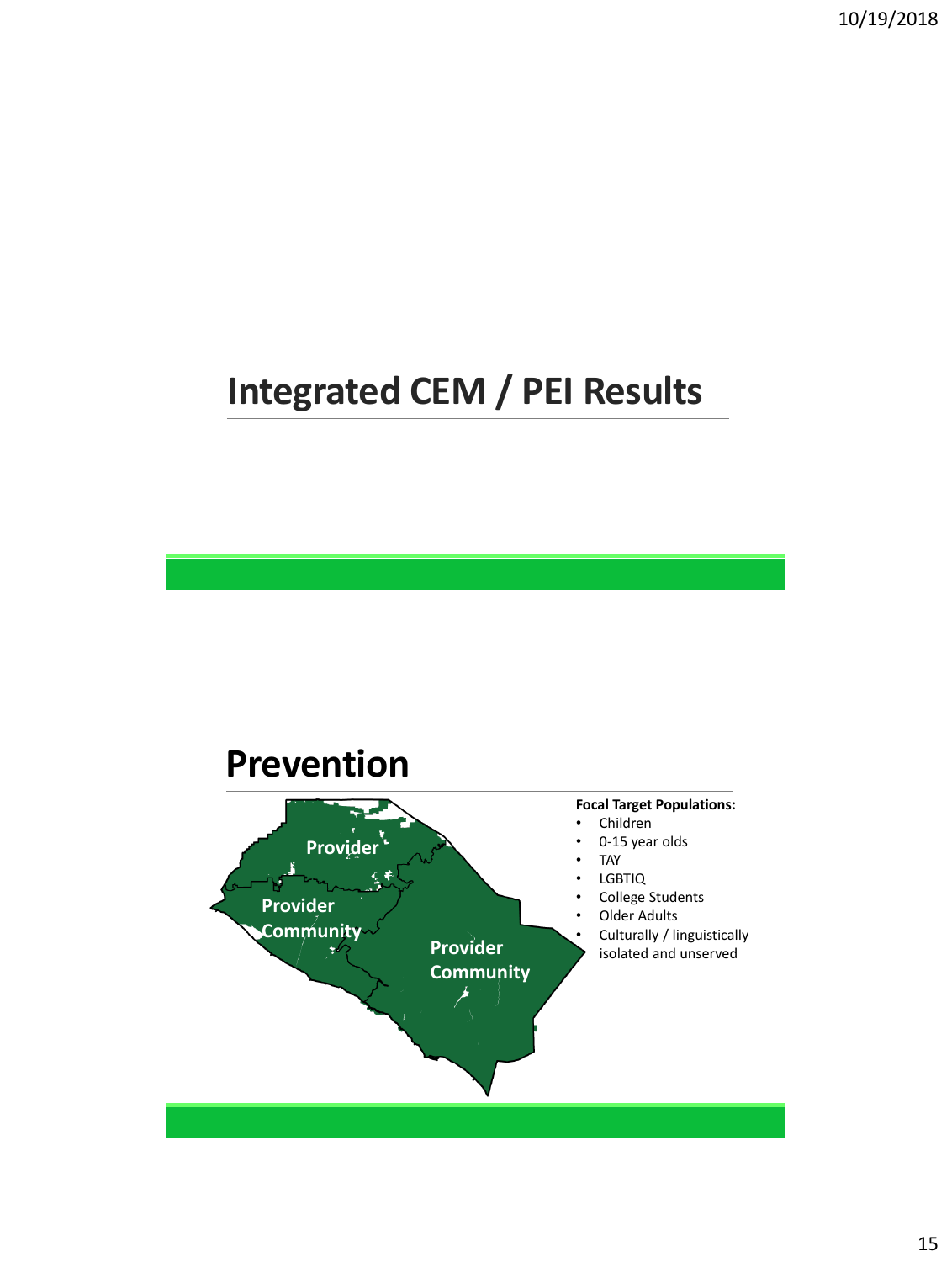# Integrated CEM / PEI Results

# Prevention

Provider

Provider Community

Provider Community

**Focal Target Populations:**

- Children
- 0-15 year olds
- TAY
- LGBTIQ
- College Students
- Older Adults
- Culturally / linguistically isolated and unserved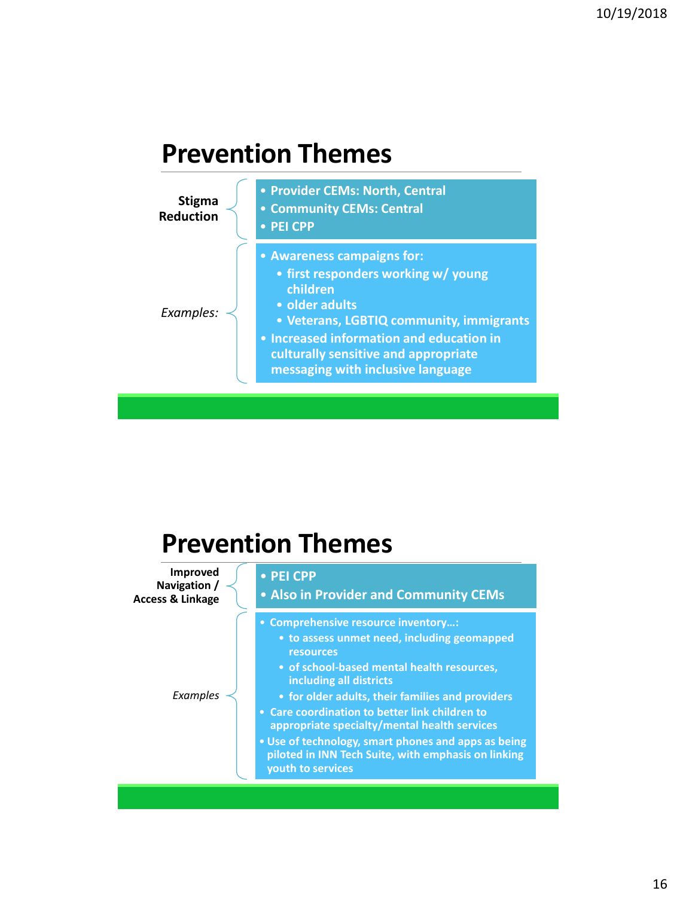## Prevention Themes

**Stigma Reduction**

- Provider CEMs: North, Central
- Community CEMs: Central
- PEI CPP

*Examples:*

- Awareness campaigns for:
  - first responders working w/ young children
  - older adults
  - Veterans, LGBTIQ community, immigrants
- Increased information and education in culturally sensitive and appropriate messaging with inclusive language

## Prevention Themes

**Improved Navigation / Access & Linkage**

- PEI CPP
- Also in Provider and Community CEMs

*Examples*

- Comprehensive resource inventory…:
  - to assess unmet need, including geomapped resources
  - of school-based mental health resources, including all districts
  - for older adults, their families and providers
- Care coordination to better link children to appropriate specialty/mental health services
- Use of technology, smart phones and apps as being piloted in INN Tech Suite, with emphasis on linking youth to services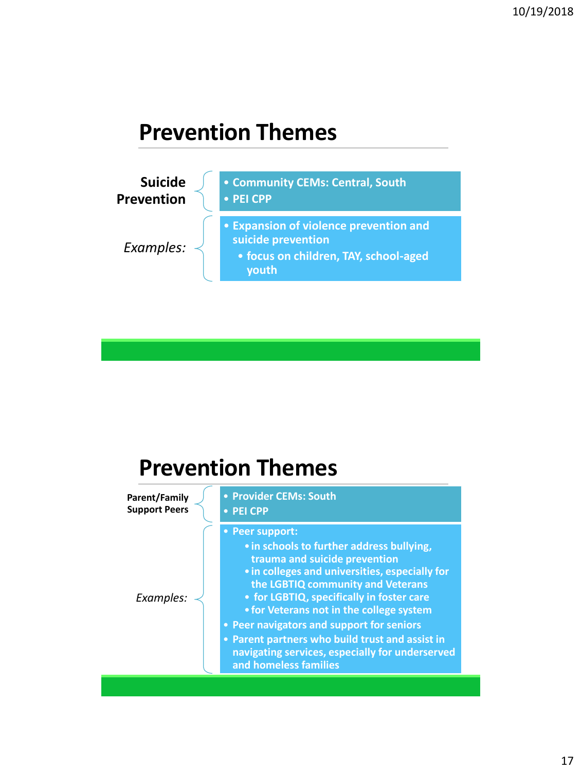## Prevention Themes

**Suicide Prevention**

- Community CEMs: Central, South
- PEI CPP

*Examples:*

- Expansion of violence prevention and suicide prevention
  - focus on children, TAY, school-aged youth

## Prevention Themes

**Parent/Family Support Peers**

- Provider CEMs: South
- PEI CPP

*Examples:*

- Peer support:
  - in schools to further address bullying, trauma and suicide prevention
  - in colleges and universities, especially for the LGBTIQ community and Veterans
  - for LGBTIQ, specifically in foster care
  - for Veterans not in the college system
- Peer navigators and support for seniors
- Parent partners who build trust and assist in navigating services, especially for underserved and homeless families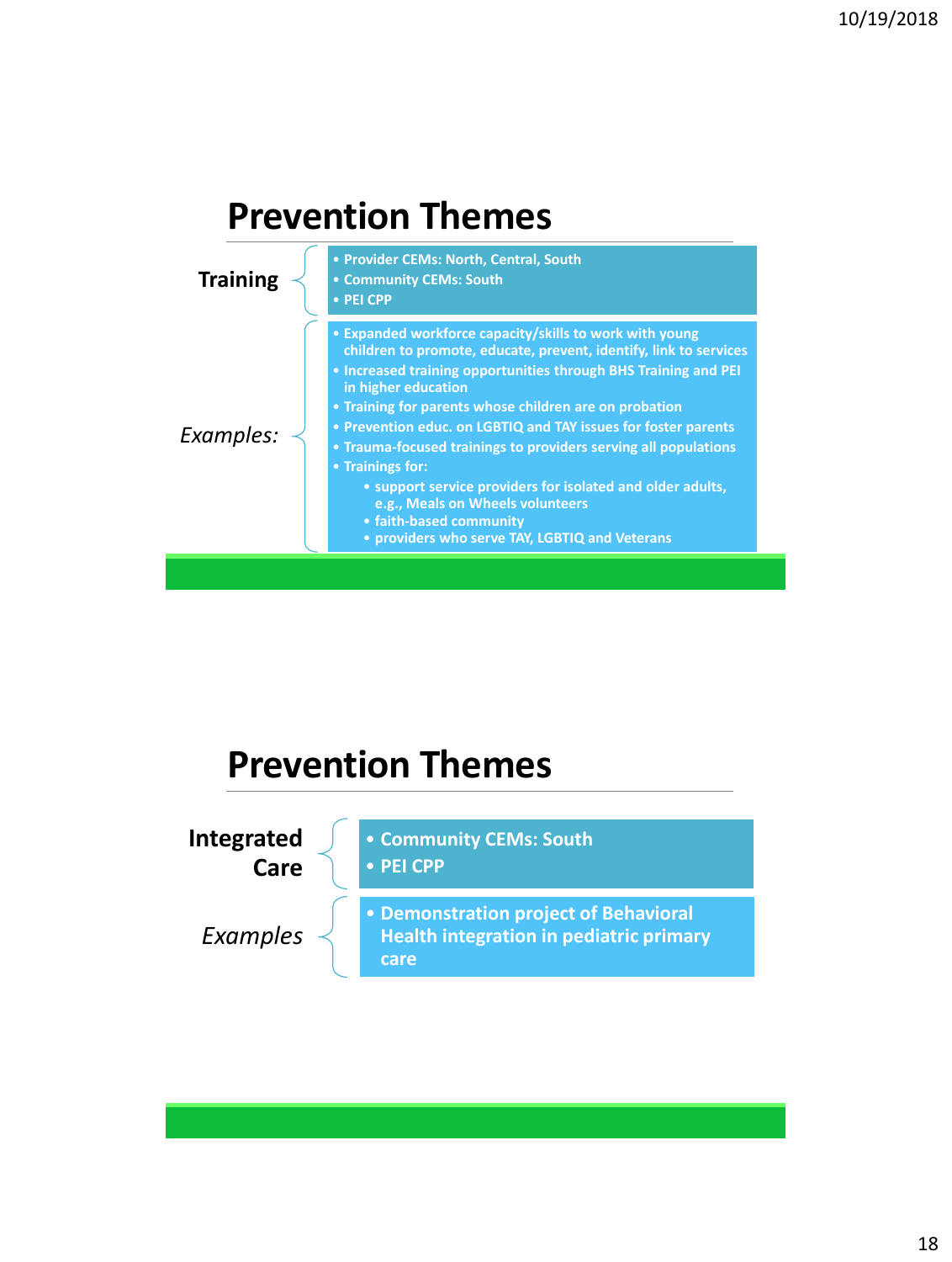## Prevention Themes

**Training**

- Provider CEMs: North, Central, South
- Community CEMs: South
- PEI CPP

*Examples:*

- Expanded workforce capacity/skills to work with young children to promote, educate, prevent, identify, link to services
- Increased training opportunities through BHS Training and PEI in higher education
- Training for parents whose children are on probation
- Prevention educ. on LGBTIQ and TAY issues for foster parents
- Trauma-focused trainings to providers serving all populations
- Trainings for:
  - support service providers for isolated and older adults, e.g., Meals on Wheels volunteers
  - faith-based community
  - providers who serve TAY, LGBTIQ and Veterans

## Prevention Themes

**Integrated Care**

- Community CEMs: South
- PEI CPP

*Examples*

- Demonstration project of Behavioral Health integration in pediatric primary care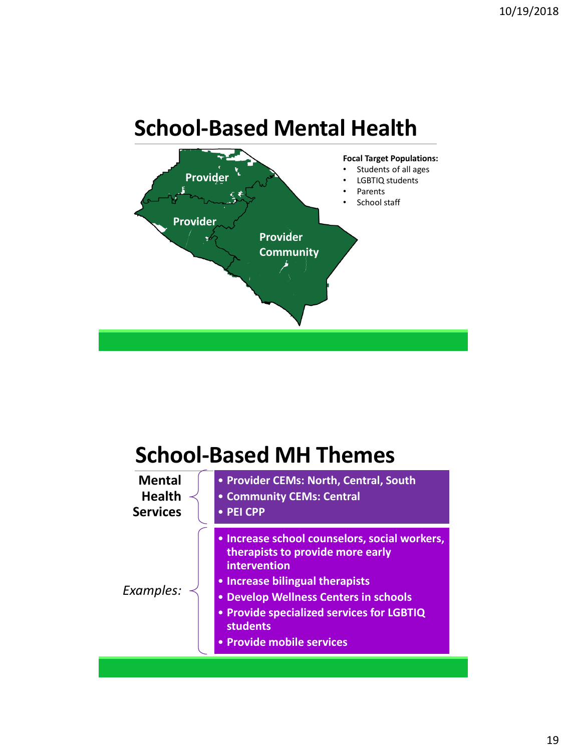# School-Based Mental Health

Provider

Provider

Provider
Community

**Focal Target Populations:**

- Students of all ages
- LGBTIQ students
- Parents
- School staff

# School-Based MH Themes

**Mental Health Services**

- **Provider CEMs: North, Central, South**
- **Community CEMs: Central**
- **PEI CPP**

*Examples:*

- **Increase school counselors, social workers, therapists to provide more early intervention**
- **Increase bilingual therapists**
- **Develop Wellness Centers in schools**
- **Provide specialized services for LGBTIQ students**
- **Provide mobile services**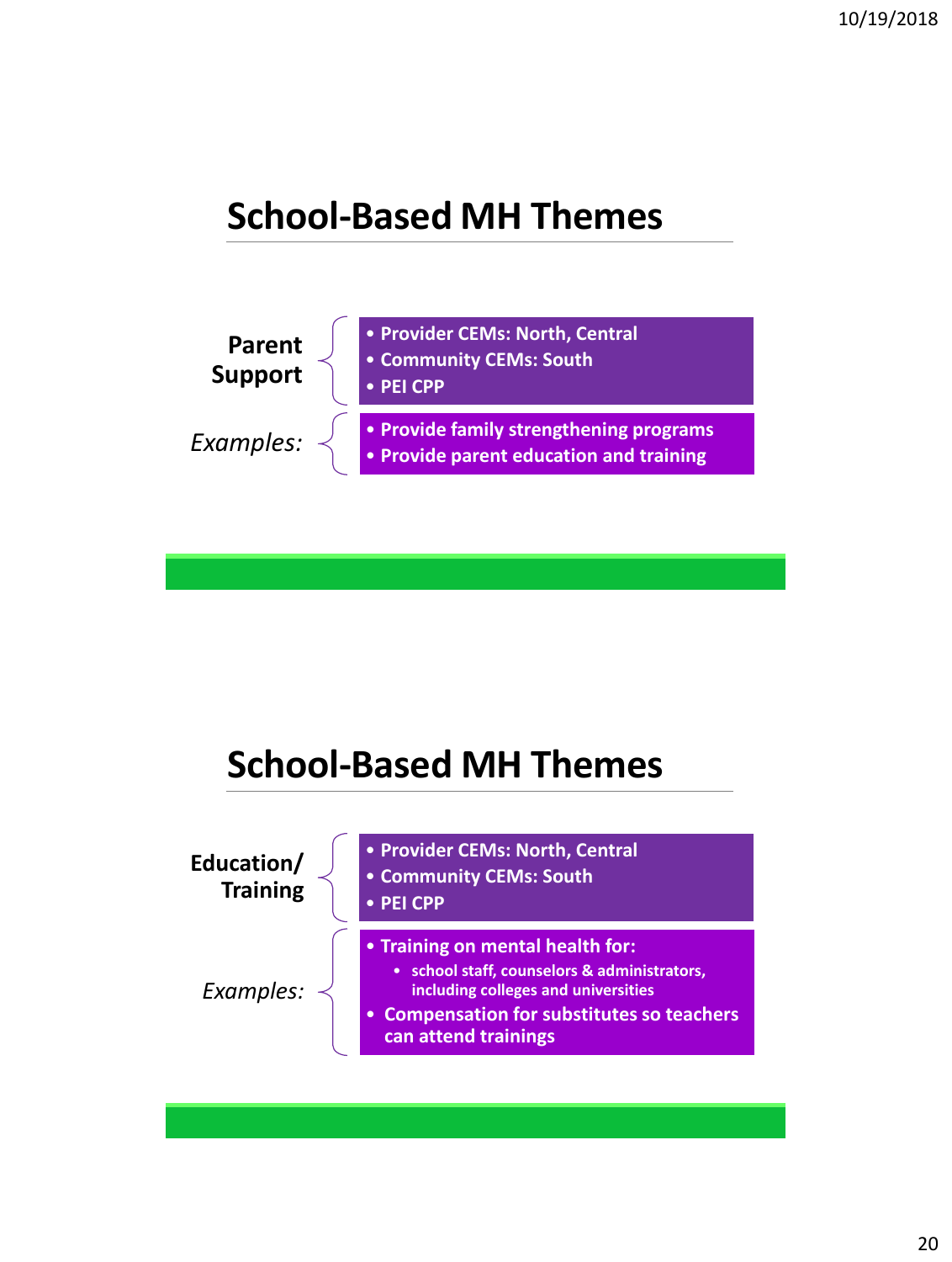# School-Based MH Themes

**Parent Support**

- **Provider CEMs: North, Central**
- **Community CEMs: South**
- **PEI CPP**

*Examples:*

- **Provide family strengthening programs**
- **Provide parent education and training**

# School-Based MH Themes

**Education/ Training**

- **Provider CEMs: North, Central**
- **Community CEMs: South**
- **PEI CPP**

*Examples:*

- **Training on mental health for:**
  - **school staff, counselors & administrators, including colleges and universities**
- **Compensation for substitutes so teachers can attend trainings**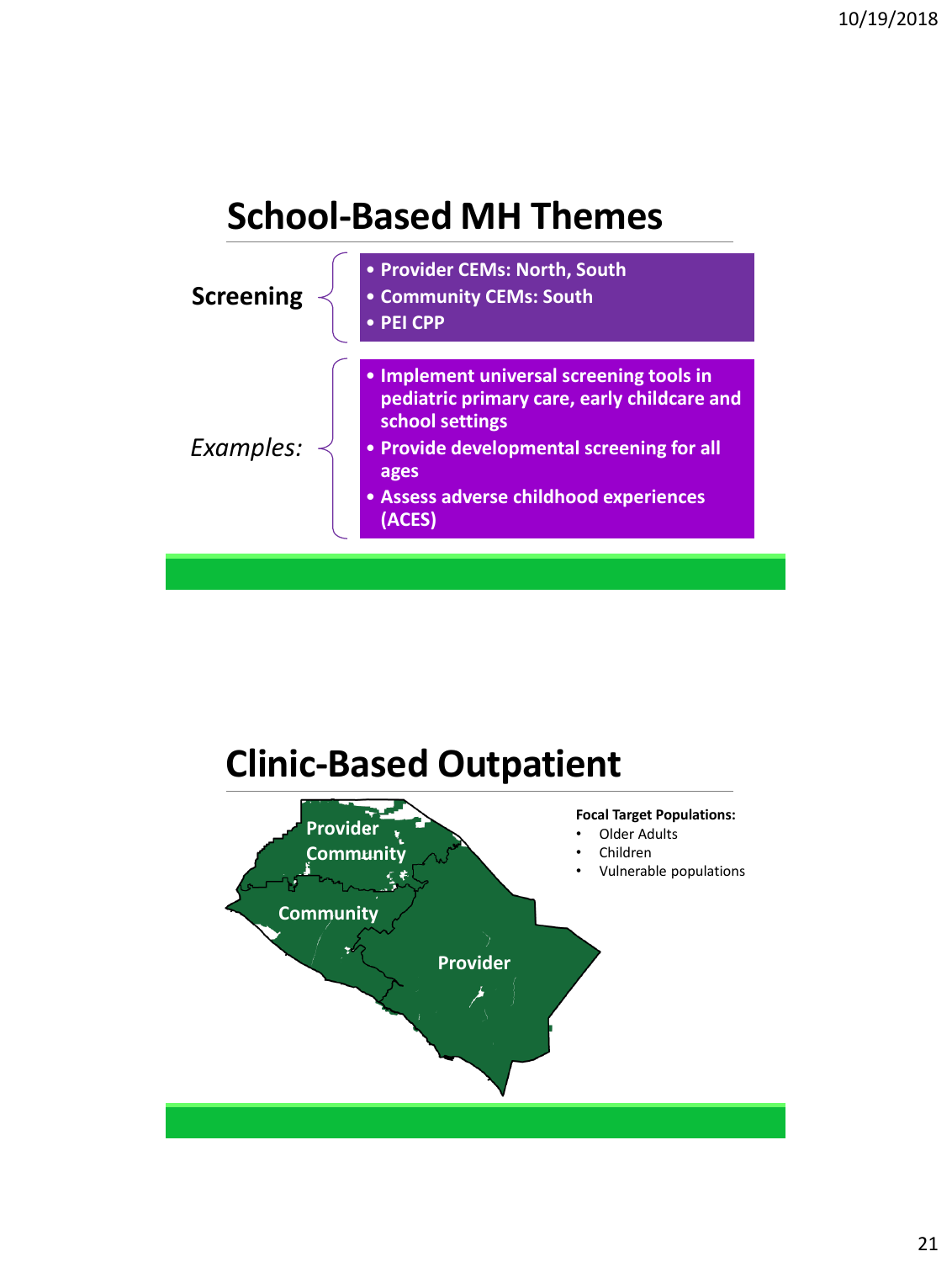## School-Based MH Themes

**Screening**

- Provider CEMs: North, South
- Community CEMs: South
- PEI CPP

*Examples:*

- Implement universal screening tools in pediatric primary care, early childcare and school settings
- Provide developmental screening for all ages
- Assess adverse childhood experiences (ACES)

## Clinic-Based Outpatient

Provider Community

Community

Provider

**Focal Target Populations:**

- Older Adults
- Children
- Vulnerable populations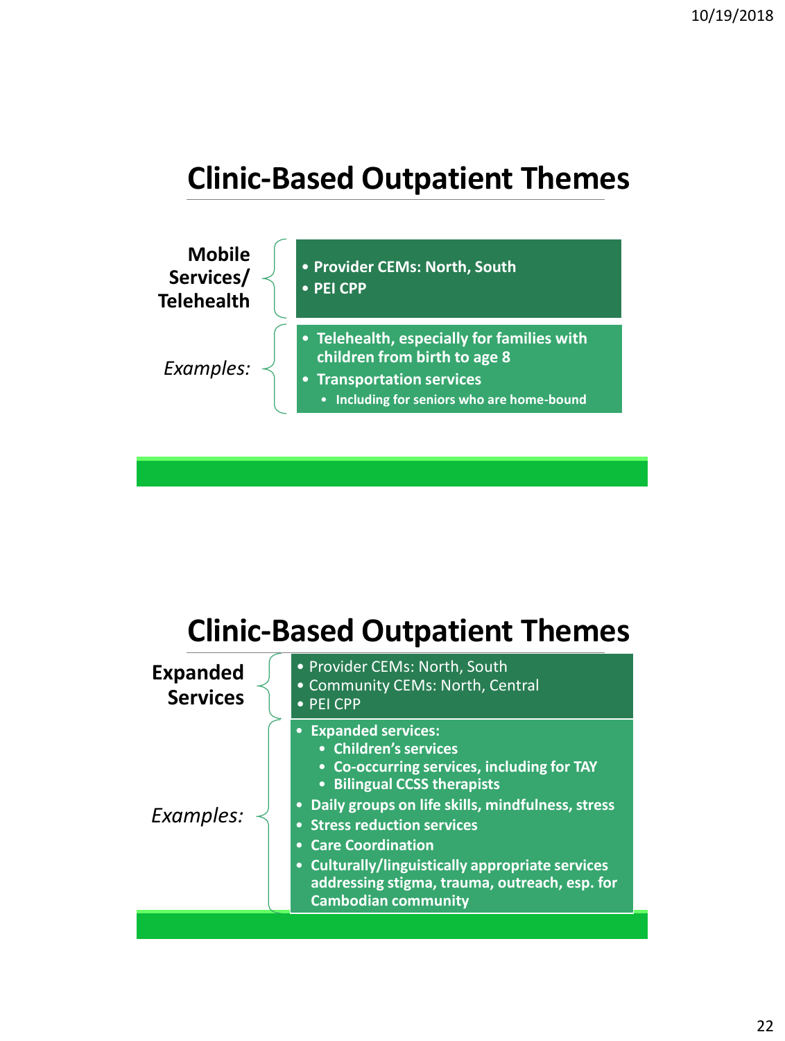## Clinic-Based Outpatient Themes

**Mobile Services/ Telehealth**

- **Provider CEMs: North, South**
- **PEI CPP**

*Examples:*

- **Telehealth, especially for families with children from birth to age 8**
- **Transportation services**
  - **Including for seniors who are home-bound**

## Clinic-Based Outpatient Themes

**Expanded Services**

- Provider CEMs: North, South
- Community CEMs: North, Central
- PEI CPP

*Examples:*

- **Expanded services:**
  - **Children's services**
  - **Co-occurring services, including for TAY**
  - **Bilingual CCSS therapists**
- **Daily groups on life skills, mindfulness, stress**
- **Stress reduction services**
- **Care Coordination**
- **Culturally/linguistically appropriate services addressing stigma, trauma, outreach, esp. for Cambodian community**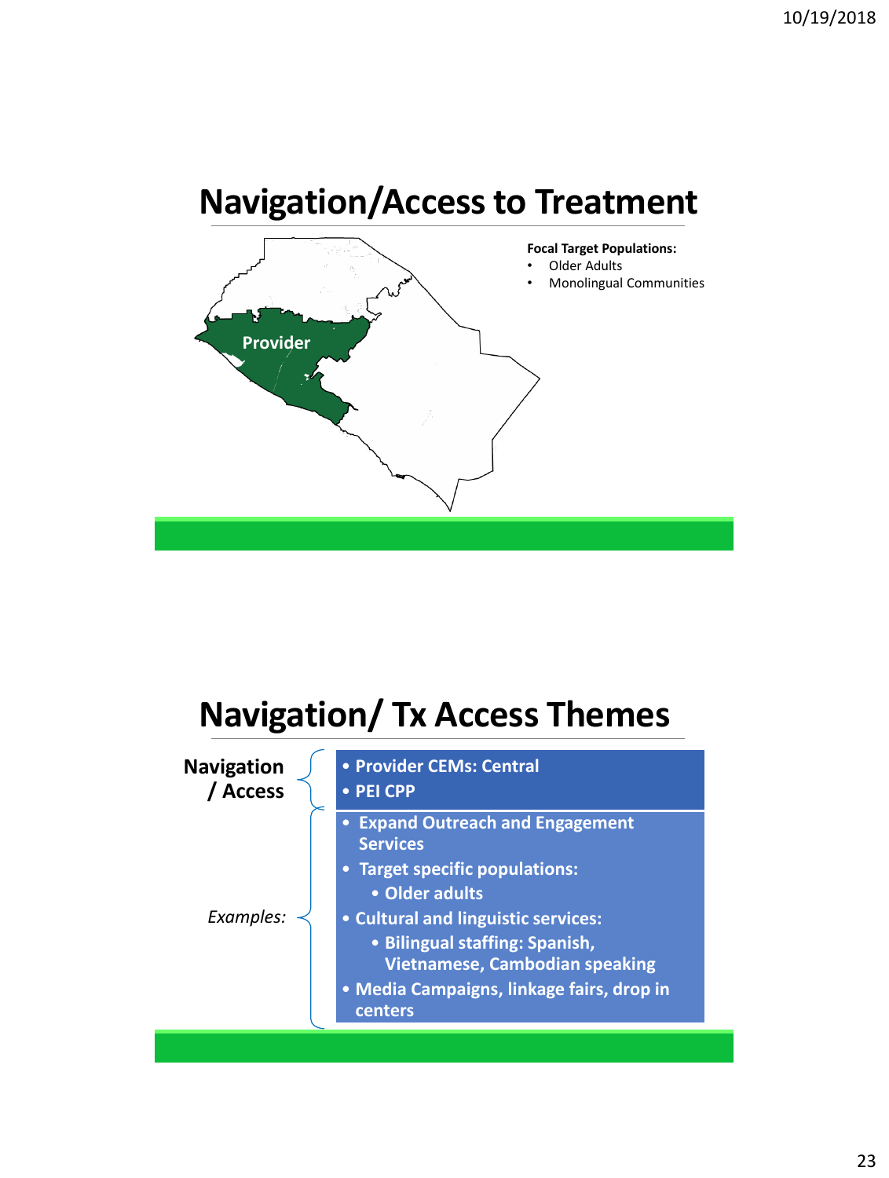# Navigation/Access to Treatment

Provider

**Focal Target Populations:**

- Older Adults
- Monolingual Communities

# Navigation/ Tx Access Themes

**Navigation / Access**

- **Provider CEMs: Central**
- **PEI CPP**

*Examples:*

- **Expand Outreach and Engagement Services**
- **Target specific populations:**
  - **Older adults**
- **Cultural and linguistic services:**
  - **Bilingual staffing: Spanish, Vietnamese, Cambodian speaking**
- **Media Campaigns, linkage fairs, drop in centers**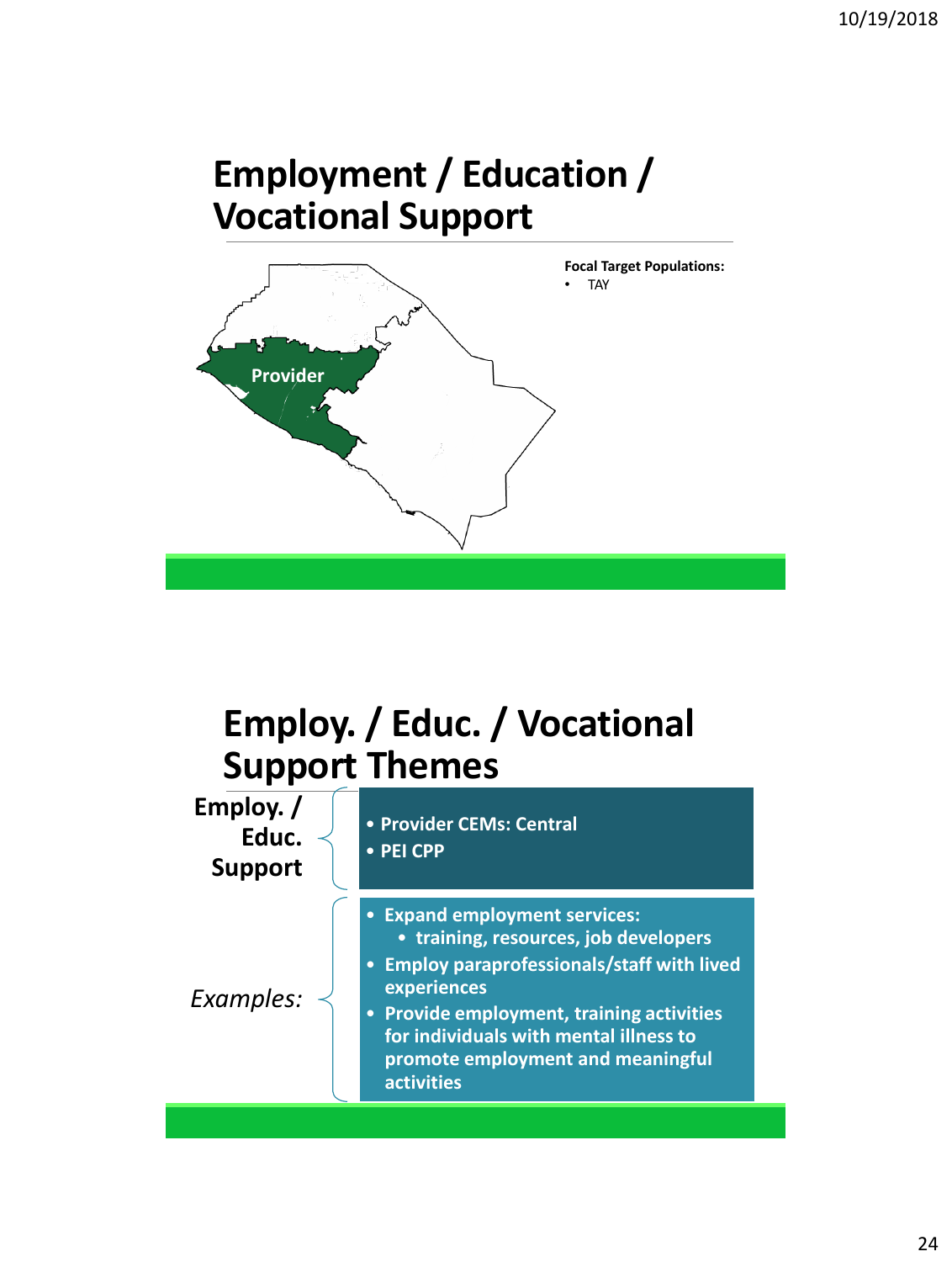# Employment / Education / Vocational Support

Provider

**Focal Target Populations:**

- TAY

# Employ. / Educ. / Vocational Support Themes

**Employ. / Educ. Support**

- **Provider CEMs: Central**
- **PEI CPP**

*Examples:*

- **Expand employment services:**
  - **training, resources, job developers**
- **Employ paraprofessionals/staff with lived experiences**
- **Provide employment, training activities for individuals with mental illness to promote employment and meaningful activities**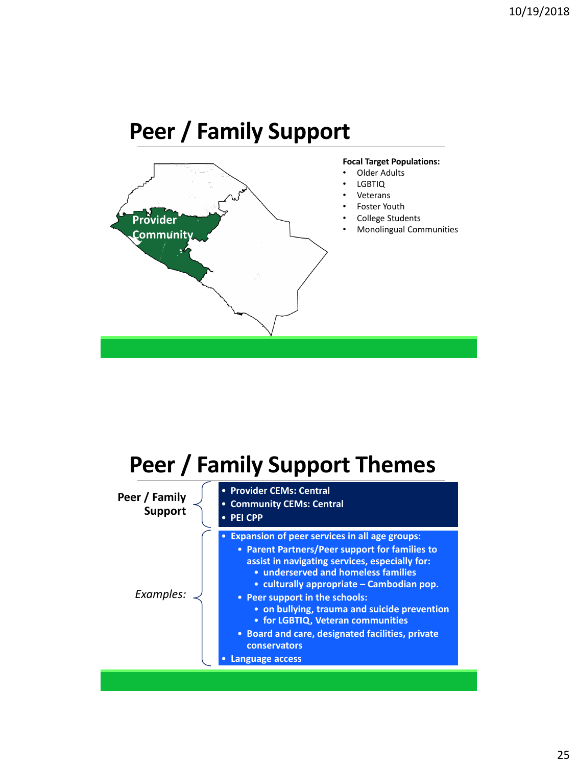# Peer / Family Support

Provider Community

**Focal Target Populations:**

- Older Adults
- LGBTIQ
- Veterans
- Foster Youth
- College Students
- Monolingual Communities

# Peer / Family Support Themes

**Peer / Family Support**

- **Provider CEMs: Central**
- **Community CEMs: Central**
- **PEI CPP**

*Examples:*

- **Expansion of peer services in all age groups:**
  - **Parent Partners/Peer support for families to assist in navigating services, especially for:**
    - **underserved and homeless families**
    - **culturally appropriate – Cambodian pop.**
  - **Peer support in the schools:**
    - **on bullying, trauma and suicide prevention**
    - **for LGBTIQ, Veteran communities**
  - **Board and care, designated facilities, private conservators**
- **Language access**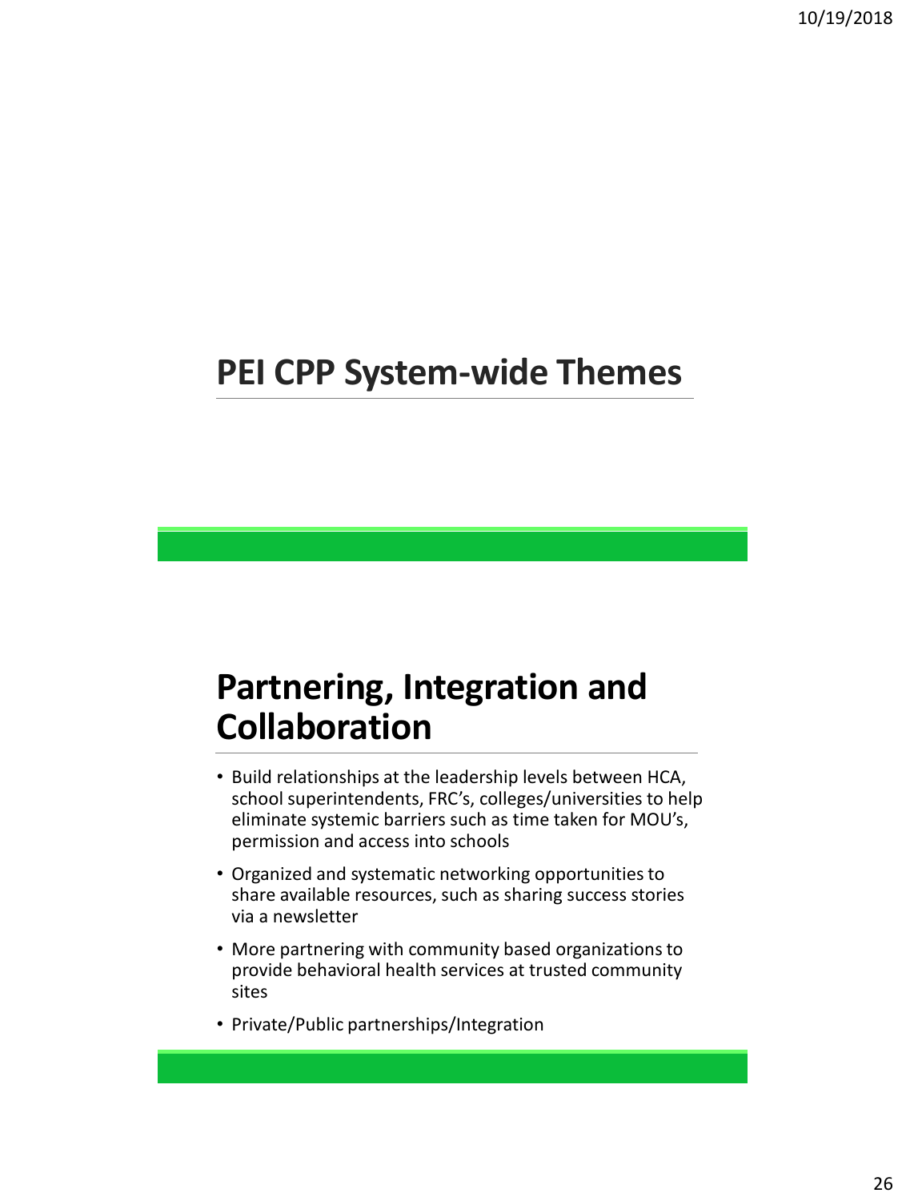# PEI CPP System-wide Themes

# Partnering, Integration and Collaboration

- Build relationships at the leadership levels between HCA, school superintendents, FRC's, colleges/universities to help eliminate systemic barriers such as time taken for MOU's, permission and access into schools
- Organized and systematic networking opportunities to share available resources, such as sharing success stories via a newsletter
- More partnering with community based organizations to provide behavioral health services at trusted community sites
- Private/Public partnerships/Integration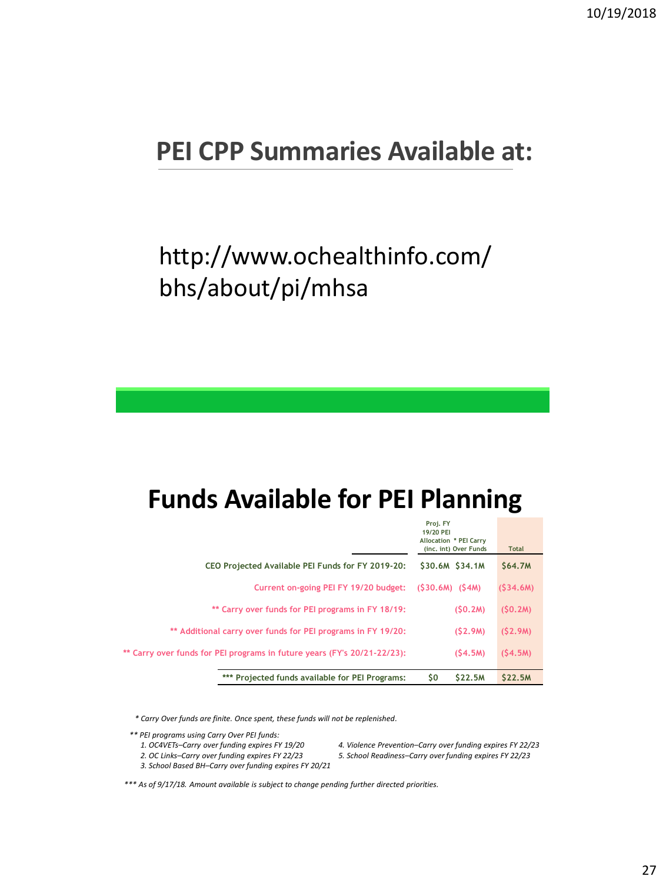## PEI CPP Summaries Available at:

http://www.ochealthinfo.com/bhs/about/pi/mhsa

## Funds Available for PEI Planning

| | Proj. FY 19/20 PEI Allocation (inc. int) | * PEI Carry Over Funds | Total |
|---|---|---|---|
| CEO Projected Available PEI Funds for FY 2019-20: | $30.6M | $34.1M | $64.7M |
| Current on-going PEI FY 19/20 budget: | ($30.6M) | ($4M) | ($34.6M) |
| ** Carry over funds for PEI programs in FY 18/19: | | ($0.2M) | ($0.2M) |
| ** Additional carry over funds for PEI programs in FY 19/20: | | ($2.9M) | ($2.9M) |
| ** Carry over funds for PEI programs in future years (FY's 20/21-22/23): | | ($4.5M) | ($4.5M) |
| *** Projected funds available for PEI Programs: | $0 | $22.5M | $22.5M |

*\* Carry Over funds are finite. Once spent, these funds will not be replenished.*

*\*\* PEI programs using Carry Over PEI funds:*

1. *OC4VETs–Carry over funding expires FY 19/20*
2. *OC Links–Carry over funding expires FY 22/23*
3. *School Based BH–Carry over funding expires FY 20/21*
4. *Violence Prevention–Carry over funding expires FY 22/23*
5. *School Readiness–Carry over funding expires FY 22/23*

*\*\*\* As of 9/17/18. Amount available is subject to change pending further directed priorities.*